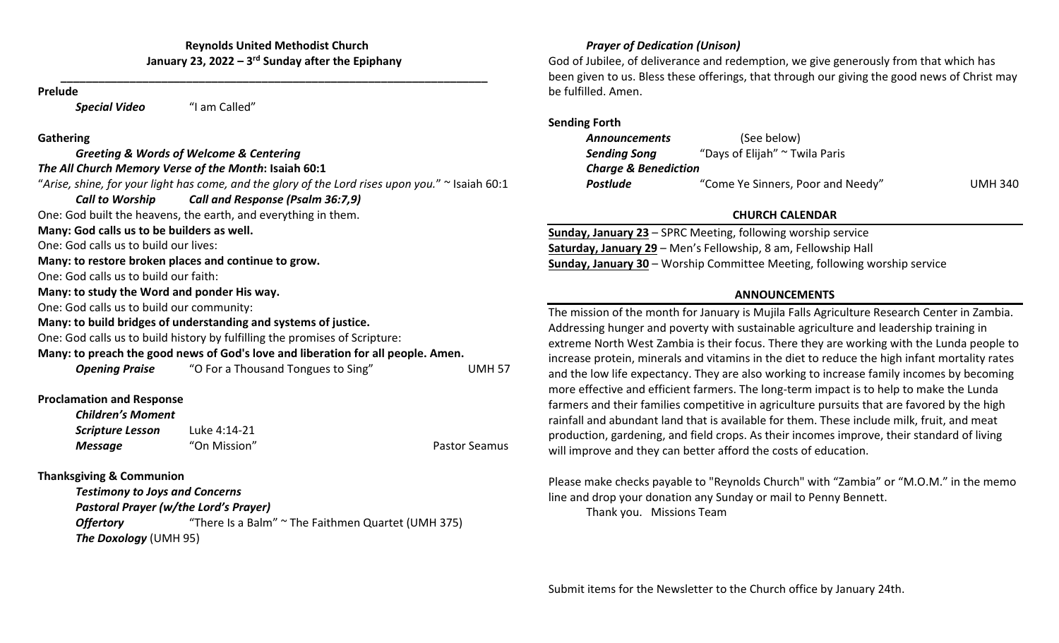**Reynolds United Methodist Church**
**January 23, 2022 – 3rd Sunday after the Epiphany**

---

**Prelude**

*Special Video* "I am Called"

**Gathering**

*Greeting & Words of Welcome & Centering*

***The All Church Memory Verse of the Month*: Isaiah 60:1**

"*Arise, shine, for your light has come, and the glory of the Lord rises upon you.*" ~ Isaiah 60:1

*Call to Worship* *Call and Response (Psalm 36:7,9)*

One: God built the heavens, the earth, and everything in them.
**Many: God calls us to be builders as well.**
One: God calls us to build our lives:
**Many: to restore broken places and continue to grow.**
One: God calls us to build our faith:
**Many: to study the Word and ponder His way.**
One: God calls us to build our community:
**Many: to build bridges of understanding and systems of justice.**
One: God calls us to build history by fulfilling the promises of Scripture:
**Many: to preach the good news of God's love and liberation for all people. Amen.**

*Opening Praise* "O For a Thousand Tongues to Sing" UMH 57

**Proclamation and Response**

*Children's Moment*
*Scripture Lesson* Luke 4:14-21
*Message* "On Mission" Pastor Seamus

**Thanksgiving & Communion**

*Testimony to Joys and Concerns*
*Pastoral Prayer (w/the Lord's Prayer)*
*Offertory* "There Is a Balm" ~ The Faithmen Quartet (UMH 375)
*The Doxology* (UMH 95)

*Prayer of Dedication (Unison)*

God of Jubilee, of deliverance and redemption, we give generously from that which has been given to us. Bless these offerings, that through our giving the good news of Christ may be fulfilled. Amen.

**Sending Forth**

*Announcements* (See below)
*Sending Song* "Days of Elijah" ~ Twila Paris
*Charge & Benediction*
*Postlude* "Come Ye Sinners, Poor and Needy" UMH 340

**CHURCH CALENDAR**

**Sunday, January 23** – SPRC Meeting, following worship service
**Saturday, January 29** – Men's Fellowship, 8 am, Fellowship Hall
**Sunday, January 30** – Worship Committee Meeting, following worship service

**ANNOUNCEMENTS**

The mission of the month for January is Mujila Falls Agriculture Research Center in Zambia. Addressing hunger and poverty with sustainable agriculture and leadership training in extreme North West Zambia is their focus. There they are working with the Lunda people to increase protein, minerals and vitamins in the diet to reduce the high infant mortality rates and the low life expectancy. They are also working to increase family incomes by becoming more effective and efficient farmers. The long-term impact is to help to make the Lunda farmers and their families competitive in agriculture pursuits that are favored by the high rainfall and abundant land that is available for them. These include milk, fruit, and meat production, gardening, and field crops. As their incomes improve, their standard of living will improve and they can better afford the costs of education.

Please make checks payable to "Reynolds Church" with "Zambia" or "M.O.M." in the memo line and drop your donation any Sunday or mail to Penny Bennett.
Thank you. Missions Team

Submit items for the Newsletter to the Church office by January 24th.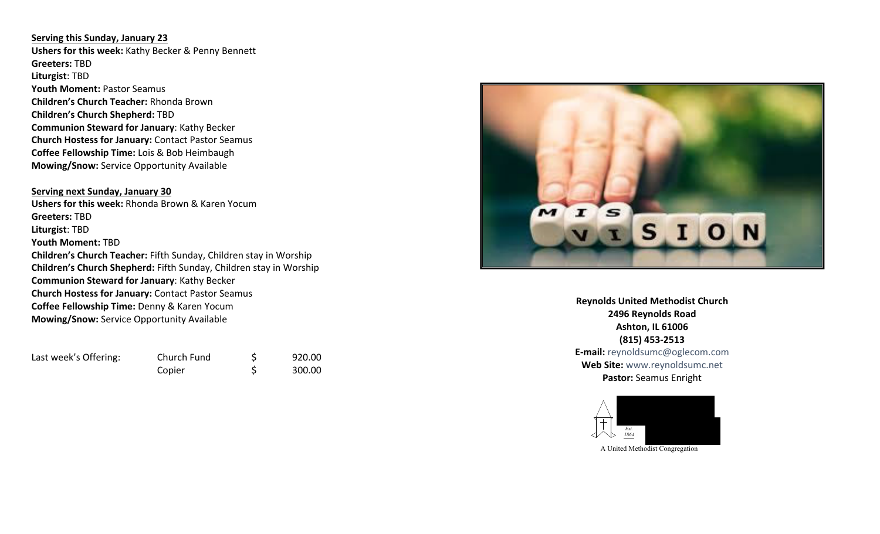**Serving this Sunday, January 23**

**Ushers for this week:** Kathy Becker & Penny Bennett
**Greeters:** TBD
**Liturgist**: TBD
**Youth Moment:** Pastor Seamus
**Children's Church Teacher:** Rhonda Brown
**Children's Church Shepherd:** TBD
**Communion Steward for January**: Kathy Becker
**Church Hostess for January:** Contact Pastor Seamus
**Coffee Fellowship Time:** Lois & Bob Heimbaugh
**Mowing/Snow:** Service Opportunity Available

**Serving next Sunday, January 30**

**Ushers for this week:** Rhonda Brown & Karen Yocum
**Greeters:** TBD
**Liturgist**: TBD
**Youth Moment:** TBD
**Children's Church Teacher:** Fifth Sunday, Children stay in Worship
**Children's Church Shepherd:** Fifth Sunday, Children stay in Worship
**Communion Steward for January**: Kathy Becker
**Church Hostess for January:** Contact Pastor Seamus
**Coffee Fellowship Time:** Denny & Karen Yocum
**Mowing/Snow:** Service Opportunity Available

| | | | |
|---|---|---|---|
| Last week's Offering: | Church Fund | $ | 920.00 |
| | Copier | $ | 300.00 |

**Reynolds United Methodist Church**
**2496 Reynolds Road**
**Ashton, IL 61006**
**(815) 453-2513**
**E-mail:** reynoldsumc@oglecom.com
**Web Site:** www.reynoldsumc.net
**Pastor:** Seamus Enright

Est. 1864

A United Methodist Congregation